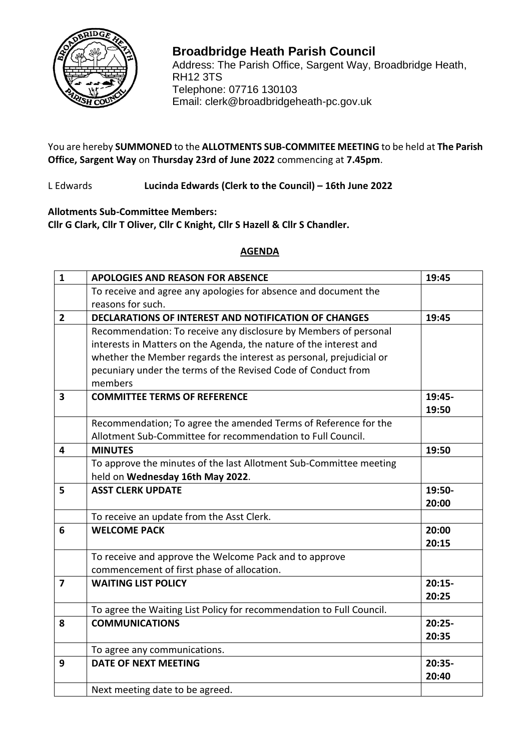# Broadbridge Heath Parish Council

Address: The Parish Office, Sargent Way, Broadbridge Heath, RH12 3TS
Telephone: 07716 130103
Email: clerk@broadbridgeheath-pc.gov.uk

You are hereby **SUMMONED** to the **ALLOTMENTS SUB-COMMITEE MEETING** to be held at **The Parish Office, Sargent Way** on **Thursday 23rd of June 2022** commencing at **7.45pm**.

L Edwards **Lucinda Edwards (Clerk to the Council) – 16th June 2022**

**Allotments Sub-Committee Members:**
**Cllr G Clark, Cllr T Oliver, Cllr C Knight, Cllr S Hazell & Cllr S Chandler.**

## AGENDA

| | | |
|---|---|---|
| **1** | **APOLOGIES AND REASON FOR ABSENCE** | **19:45** |
| | To receive and agree any apologies for absence and document the reasons for such. | |
| **2** | **DECLARATIONS OF INTEREST AND NOTIFICATION OF CHANGES** | **19:45** |
| | Recommendation: To receive any disclosure by Members of personal interests in Matters on the Agenda, the nature of the interest and whether the Member regards the interest as personal, prejudicial or pecuniary under the terms of the Revised Code of Conduct from members | |
| **3** | **COMMITTEE TERMS OF REFERENCE** | **19:45-19:50** |
| | Recommendation; To agree the amended Terms of Reference for the Allotment Sub-Committee for recommendation to Full Council. | |
| **4** | **MINUTES** | **19:50** |
| | To approve the minutes of the last Allotment Sub-Committee meeting held on **Wednesday 16th May 2022**. | |
| **5** | **ASST CLERK UPDATE** | **19:50-20:00** |
| | To receive an update from the Asst Clerk. | |
| **6** | **WELCOME PACK** | **20:00 20:15** |
| | To receive and approve the Welcome Pack and to approve commencement of first phase of allocation. | |
| **7** | **WAITING LIST POLICY** | **20:15-20:25** |
| | To agree the Waiting List Policy for recommendation to Full Council. | |
| **8** | **COMMUNICATIONS** | **20:25-20:35** |
| | To agree any communications. | |
| **9** | **DATE OF NEXT MEETING** | **20:35-20:40** |
| | Next meeting date to be agreed. | |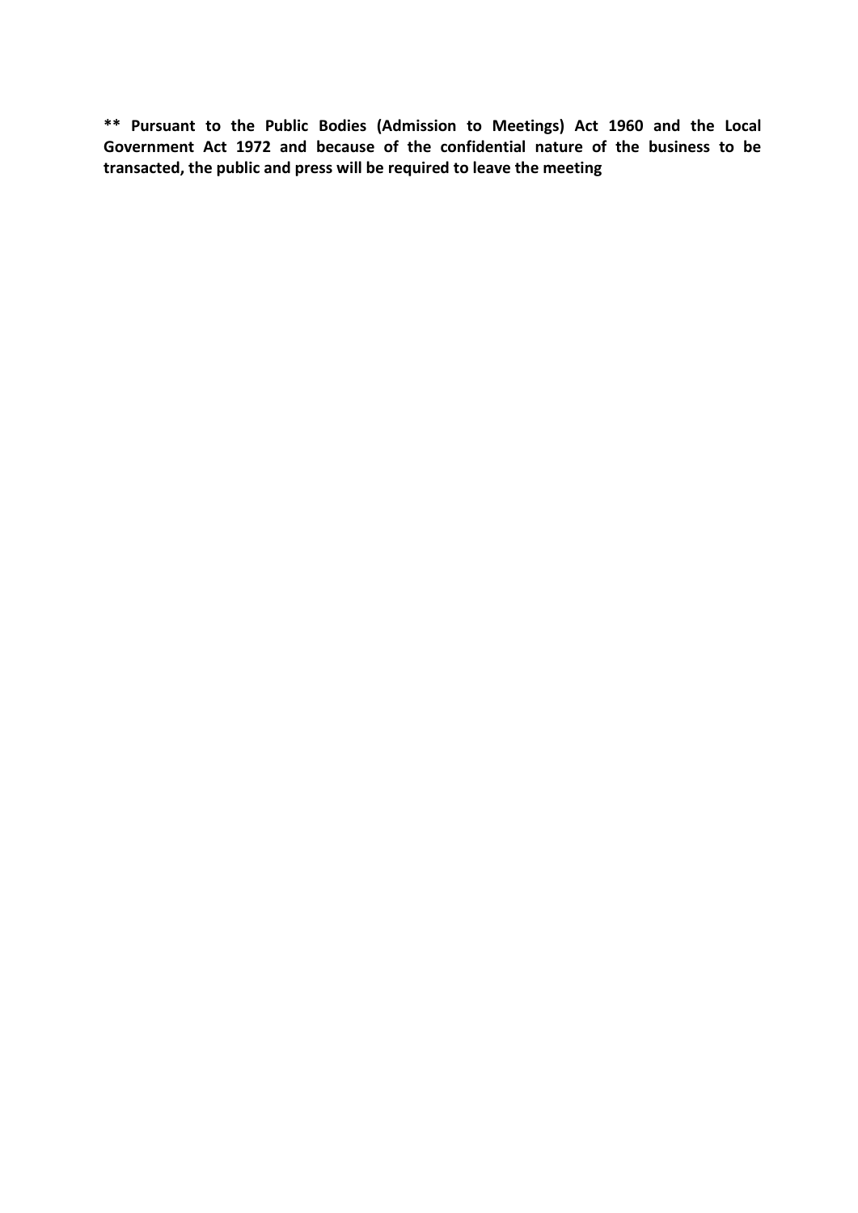**** Pursuant to the Public Bodies (Admission to Meetings) Act 1960 and the Local Government Act 1972 and because of the confidential nature of the business to be transacted, the public and press will be required to leave the meeting**